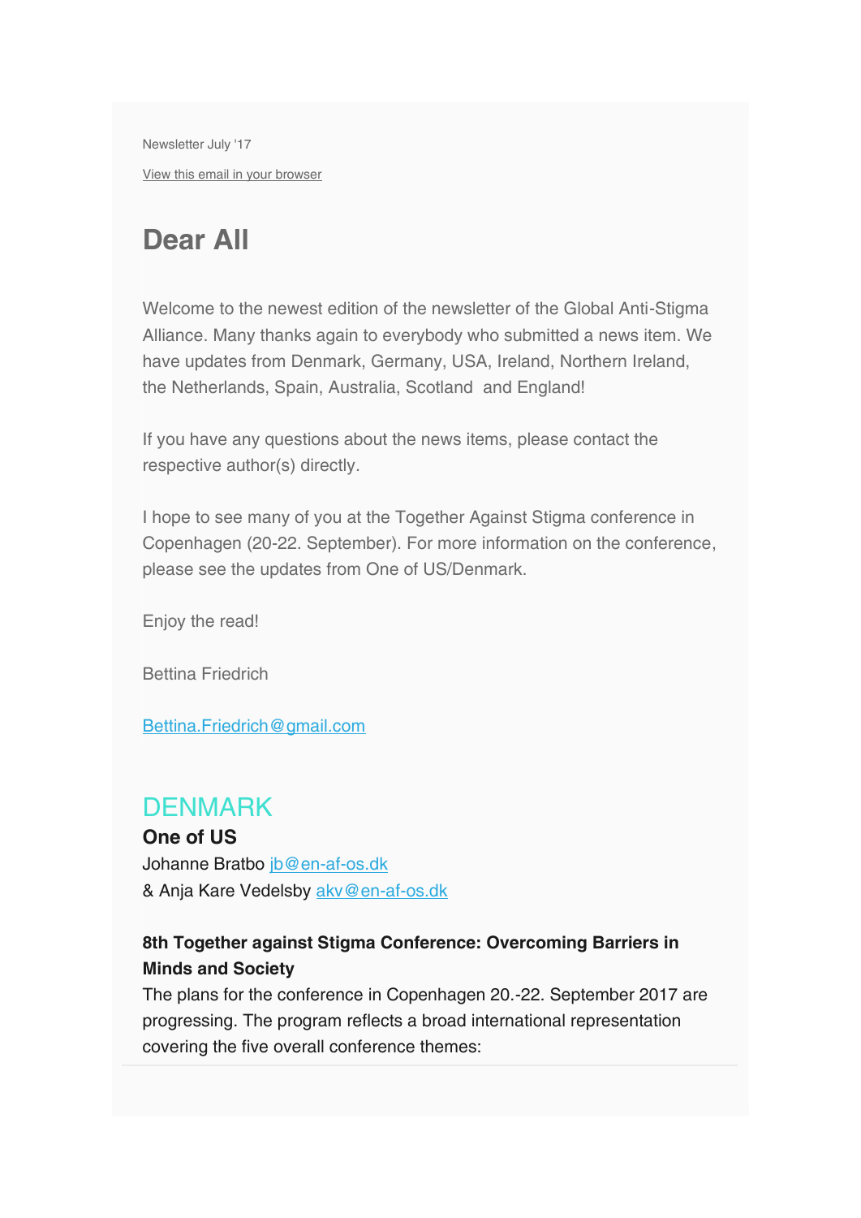Newsletter July '17

View this email in your browser

# Dear All

Welcome to the newest edition of the newsletter of the Global Anti-Stigma Alliance. Many thanks again to everybody who submitted a news item. We have updates from Denmark, Germany, USA, Ireland, Northern Ireland, the Netherlands, Spain, Australia, Scotland and England!

If you have any questions about the news items, please contact the respective author(s) directly.

I hope to see many of you at the Together Against Stigma conference in Copenhagen (20-22. September). For more information on the conference, please see the updates from One of US/Denmark.

Enjoy the read!

Bettina Friedrich

Bettina.Friedrich@gmail.com

## DENMARK

**One of US**

Johanne Bratbo jb@en-af-os.dk

& Anja Kare Vedelsby akv@en-af-os.dk

**8th Together against Stigma Conference: Overcoming Barriers in Minds and Society**

The plans for the conference in Copenhagen 20.-22. September 2017 are progressing. The program reflects a broad international representation covering the five overall conference themes: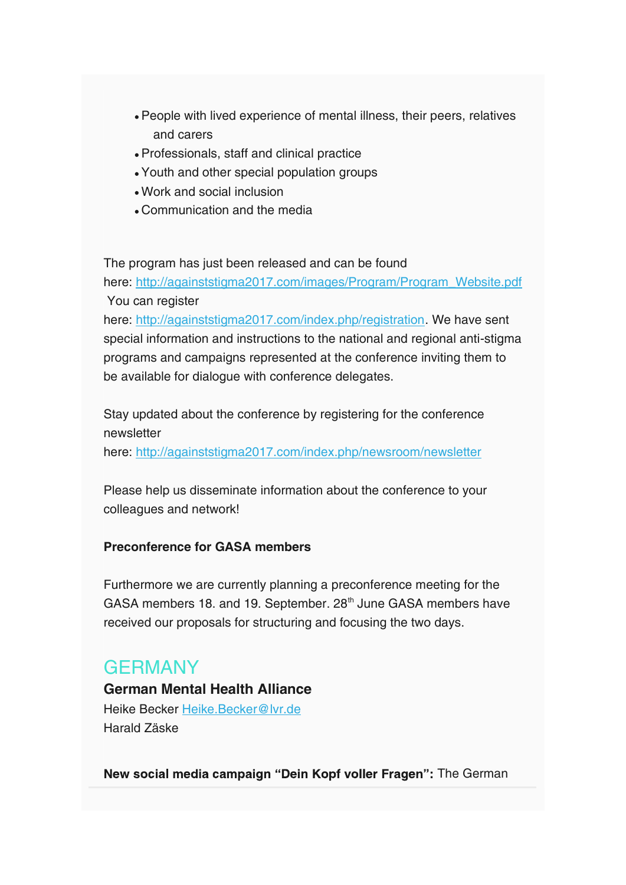- People with lived experience of mental illness, their peers, relatives and carers
- Professionals, staff and clinical practice
- Youth and other special population groups
- Work and social inclusion
- Communication and the media

The program has just been released and can be found here: http://againststigma2017.com/images/Program/Program_Website.pdf You can register here: http://againststigma2017.com/index.php/registration. We have sent special information and instructions to the national and regional anti-stigma programs and campaigns represented at the conference inviting them to be available for dialogue with conference delegates.

Stay updated about the conference by registering for the conference newsletter here: http://againststigma2017.com/index.php/newsroom/newsletter

Please help us disseminate information about the conference to your colleagues and network!

**Preconference for GASA members**

Furthermore we are currently planning a preconference meeting for the GASA members 18. and 19. September. 28th June GASA members have received our proposals for structuring and focusing the two days.

## GERMANY

**German Mental Health Alliance**

Heike Becker Heike.Becker@lvr.de
Harald Zäske

**New social media campaign "Dein Kopf voller Fragen":** The German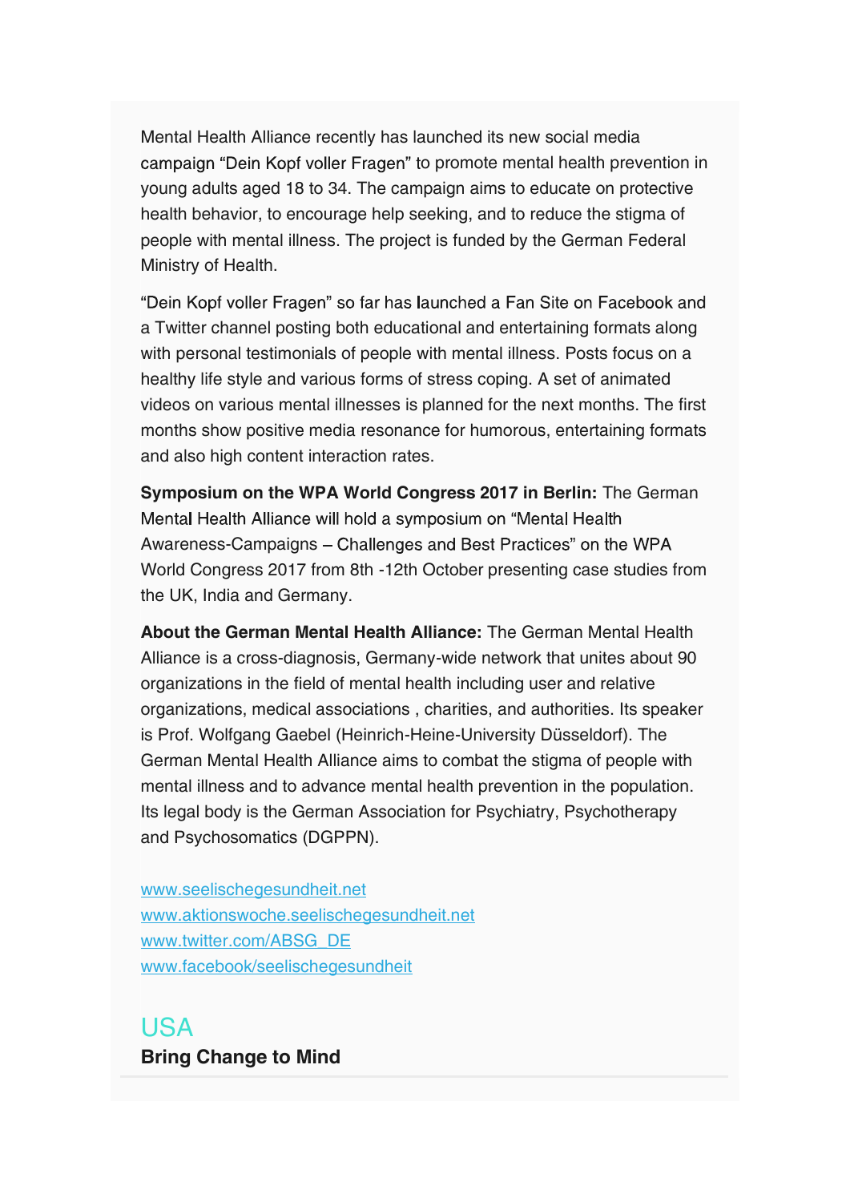Mental Health Alliance recently has launched its new social media campaign “Dein Kopf voller Fragen” to promote mental health prevention in young adults aged 18 to 34. The campaign aims to educate on protective health behavior, to encourage help seeking, and to reduce the stigma of people with mental illness. The project is funded by the German Federal Ministry of Health.

“Dein Kopf voller Fragen” so far has launched a Fan Site on Facebook and a Twitter channel posting both educational and entertaining formats along with personal testimonials of people with mental illness. Posts focus on a healthy life style and various forms of stress coping. A set of animated videos on various mental illnesses is planned for the next months. The first months show positive media resonance for humorous, entertaining formats and also high content interaction rates.

**Symposium on the WPA World Congress 2017 in Berlin:** The German Mental Health Alliance will hold a symposium on “Mental Health Awareness-Campaigns – Challenges and Best Practices” on the WPA World Congress 2017 from 8th -12th October presenting case studies from the UK, India and Germany.

**About the German Mental Health Alliance:** The German Mental Health Alliance is a cross-diagnosis, Germany-wide network that unites about 90 organizations in the field of mental health including user and relative organizations, medical associations , charities, and authorities. Its speaker is Prof. Wolfgang Gaebel (Heinrich-Heine-University Düsseldorf). The German Mental Health Alliance aims to combat the stigma of people with mental illness and to advance mental health prevention in the population. Its legal body is the German Association for Psychiatry, Psychotherapy and Psychosomatics (DGPPN).

www.seelischegesundheit.net
www.aktionswoche.seelischegesundheit.net
www.twitter.com/ABSG_DE
www.facebook/seelischegesundheit

## USA

### Bring Change to Mind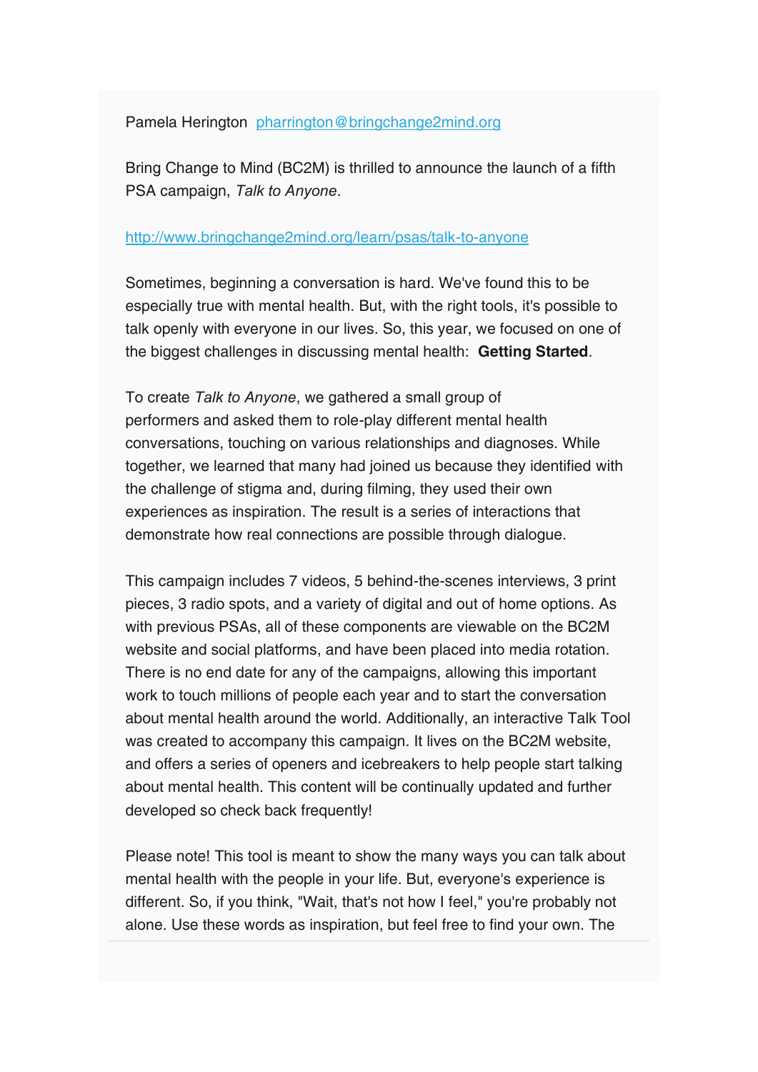Pamela Herington [pharrington@bringchange2mind.org](mailto:pharrington@bringchange2mind.org)

Bring Change to Mind (BC2M) is thrilled to announce the launch of a fifth PSA campaign, *Talk to Anyone*.

[http://www.bringchange2mind.org/learn/psas/talk-to-anyone](http://www.bringchange2mind.org/learn/psas/talk-to-anyone)

Sometimes, beginning a conversation is hard. We've found this to be especially true with mental health. But, with the right tools, it's possible to talk openly with everyone in our lives. So, this year, we focused on one of the biggest challenges in discussing mental health: **Getting Started**.

To create *Talk to Anyone*, we gathered a small group of performers and asked them to role-play different mental health conversations, touching on various relationships and diagnoses. While together, we learned that many had joined us because they identified with the challenge of stigma and, during filming, they used their own experiences as inspiration. The result is a series of interactions that demonstrate how real connections are possible through dialogue.

This campaign includes 7 videos, 5 behind-the-scenes interviews, 3 print pieces, 3 radio spots, and a variety of digital and out of home options. As with previous PSAs, all of these components are viewable on the BC2M website and social platforms, and have been placed into media rotation. There is no end date for any of the campaigns, allowing this important work to touch millions of people each year and to start the conversation about mental health around the world. Additionally, an interactive Talk Tool was created to accompany this campaign. It lives on the BC2M website, and offers a series of openers and icebreakers to help people start talking about mental health. This content will be continually updated and further developed so check back frequently!

Please note! This tool is meant to show the many ways you can talk about mental health with the people in your life. But, everyone's experience is different. So, if you think, "Wait, that's not how I feel," you're probably not alone. Use these words as inspiration, but feel free to find your own. The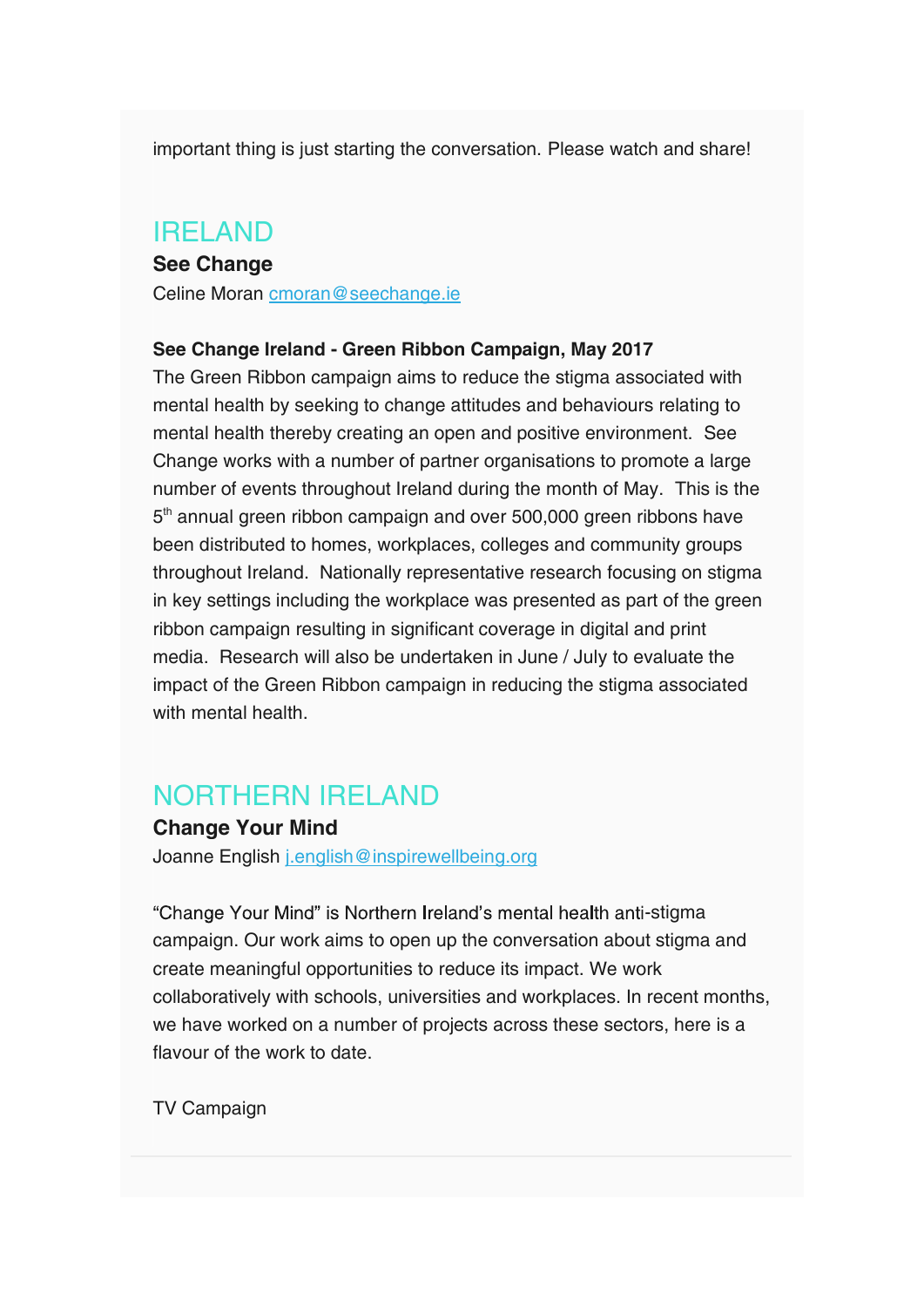important thing is just starting the conversation. Please watch and share!

## IRELAND

### See Change

Celine Moran cmoran@seechange.ie

**See Change Ireland - Green Ribbon Campaign, May 2017**

The Green Ribbon campaign aims to reduce the stigma associated with mental health by seeking to change attitudes and behaviours relating to mental health thereby creating an open and positive environment. See Change works with a number of partner organisations to promote a large number of events throughout Ireland during the month of May. This is the 5th annual green ribbon campaign and over 500,000 green ribbons have been distributed to homes, workplaces, colleges and community groups throughout Ireland. Nationally representative research focusing on stigma in key settings including the workplace was presented as part of the green ribbon campaign resulting in significant coverage in digital and print media. Research will also be undertaken in June / July to evaluate the impact of the Green Ribbon campaign in reducing the stigma associated with mental health.

## NORTHERN IRELAND

### Change Your Mind

Joanne English j.english@inspirewellbeing.org

"Change Your Mind" is Northern Ireland's mental health anti-stigma campaign. Our work aims to open up the conversation about stigma and create meaningful opportunities to reduce its impact. We work collaboratively with schools, universities and workplaces. In recent months, we have worked on a number of projects across these sectors, here is a flavour of the work to date.

TV Campaign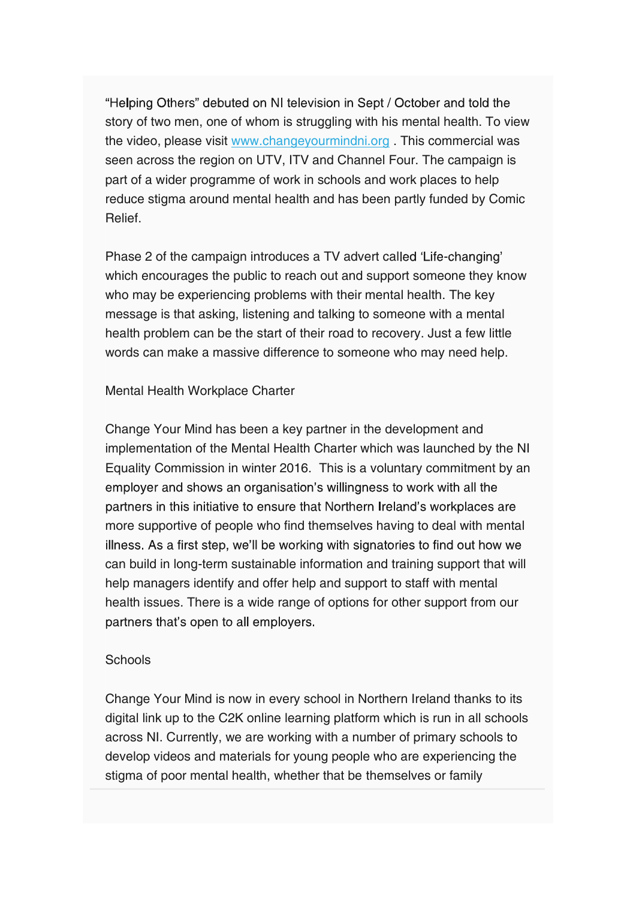"Helping Others" debuted on NI television in Sept / October and told the story of two men, one of whom is struggling with his mental health. To view the video, please visit [www.changeyourmindni.org](http://www.changeyourmindni.org) . This commercial was seen across the region on UTV, ITV and Channel Four. The campaign is part of a wider programme of work in schools and work places to help reduce stigma around mental health and has been partly funded by Comic Relief.

Phase 2 of the campaign introduces a TV advert called 'Life-changing' which encourages the public to reach out and support someone they know who may be experiencing problems with their mental health. The key message is that asking, listening and talking to someone with a mental health problem can be the start of their road to recovery. Just a few little words can make a massive difference to someone who may need help.

Mental Health Workplace Charter

Change Your Mind has been a key partner in the development and implementation of the Mental Health Charter which was launched by the NI Equality Commission in winter 2016. This is a voluntary commitment by an employer and shows an organisation's willingness to work with all the partners in this initiative to ensure that Northern Ireland's workplaces are more supportive of people who find themselves having to deal with mental illness. As a first step, we'll be working with signatories to find out how we can build in long-term sustainable information and training support that will help managers identify and offer help and support to staff with mental health issues. There is a wide range of options for other support from our partners that's open to all employers.

Schools

Change Your Mind is now in every school in Northern Ireland thanks to its digital link up to the C2K online learning platform which is run in all schools across NI. Currently, we are working with a number of primary schools to develop videos and materials for young people who are experiencing the stigma of poor mental health, whether that be themselves or family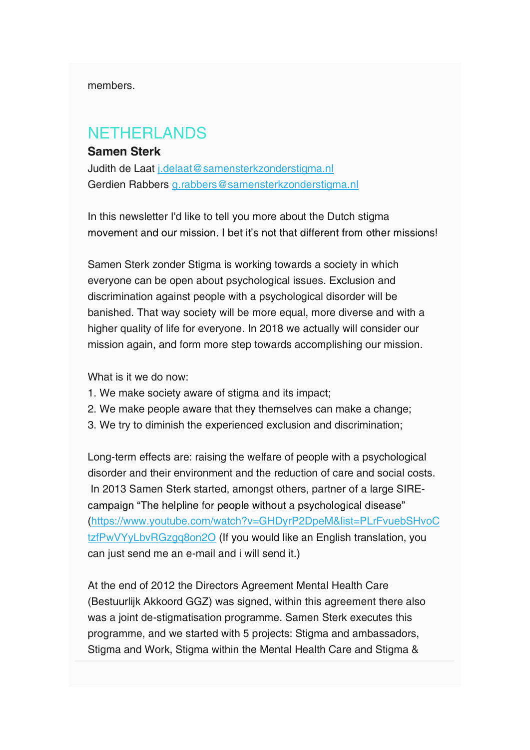members.

## NETHERLANDS

**Samen Sterk**

Judith de Laat [j.delaat@samensterkzonderstigma.nl](mailto:j.delaat@samensterkzonderstigma.nl)
Gerdien Rabbers [g.rabbers@samensterkzonderstigma.nl](mailto:g.rabbers@samensterkzonderstigma.nl)

In this newsletter I'd like to tell you more about the Dutch stigma movement and our mission. I bet it's not that different from other missions!

Samen Sterk zonder Stigma is working towards a society in which everyone can be open about psychological issues. Exclusion and discrimination against people with a psychological disorder will be banished. That way society will be more equal, more diverse and with a higher quality of life for everyone. In 2018 we actually will consider our mission again, and form more step towards accomplishing our mission.

What is it we do now:

1. We make society aware of stigma and its impact;
2. We make people aware that they themselves can make a change;
3. We try to diminish the experienced exclusion and discrimination;

Long-term effects are: raising the welfare of people with a psychological disorder and their environment and the reduction of care and social costs. In 2013 Samen Sterk started, amongst others, partner of a large SIRE-campaign "The helpline for people without a psychological disease" ([https://www.youtube.com/watch?v=GHDyrP2DpeM&list=PLrFvuebSHvoCtzfPwVYyLbvRGzgq8on2O](https://www.youtube.com/watch?v=GHDyrP2DpeM&list=PLrFvuebSHvoCtzfPwVYyLbvRGzgq8on2O) (If you would like an English translation, you can just send me an e-mail and i will send it.)

At the end of 2012 the Directors Agreement Mental Health Care (Bestuurlijk Akkoord GGZ) was signed, within this agreement there also was a joint de-stigmatisation programme. Samen Sterk executes this programme, and we started with 5 projects: Stigma and ambassadors, Stigma and Work, Stigma within the Mental Health Care and Stigma &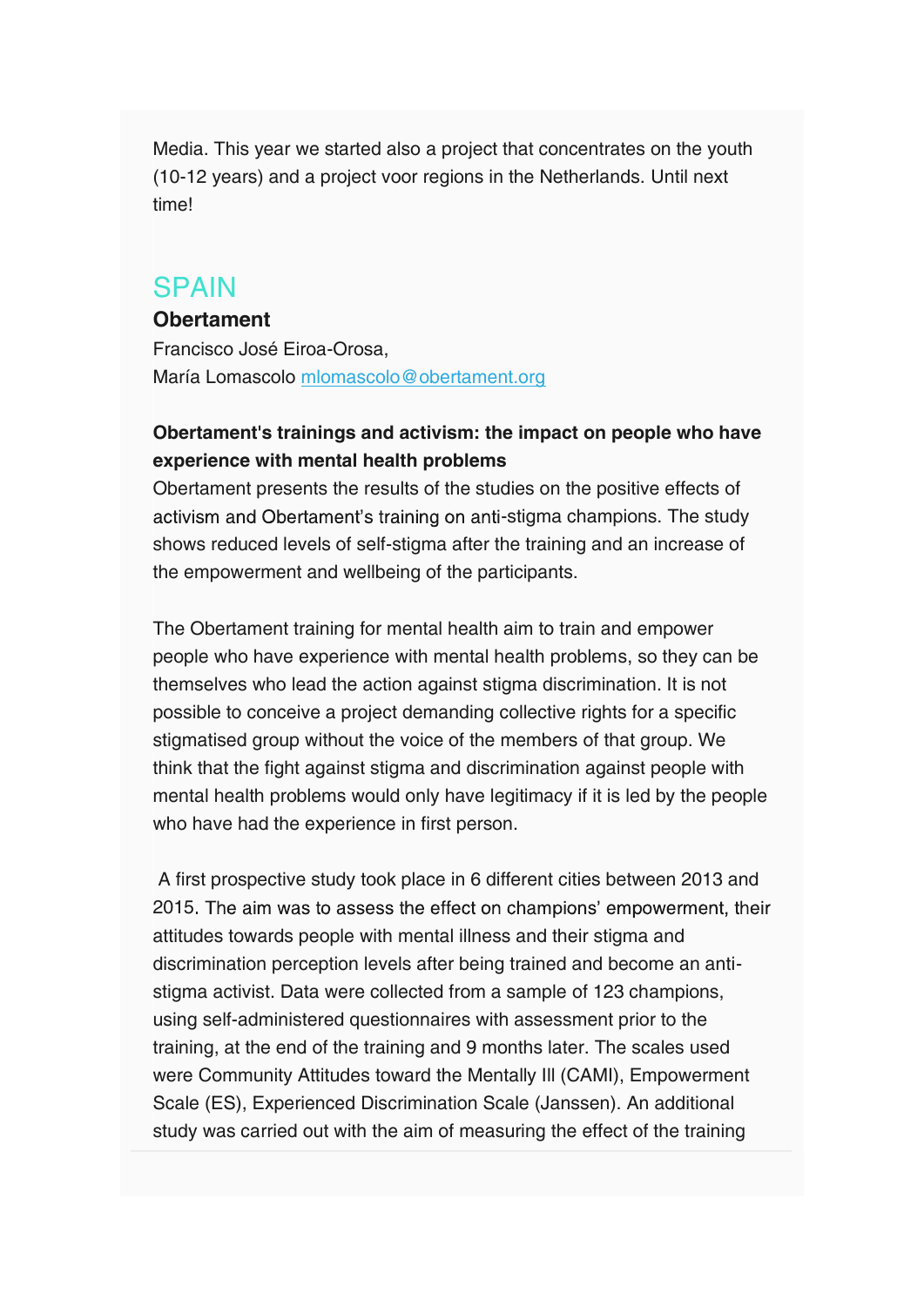Media. This year we started also a project that concentrates on the youth (10-12 years) and a project voor regions in the Netherlands. Until next time!

## SPAIN

**Obertament**

Francisco José Eiroa-Orosa,
María Lomascolo mlomascolo@obertament.org

**Obertament's trainings and activism: the impact on people who have experience with mental health problems**

Obertament presents the results of the studies on the positive effects of activism and Obertament's training on anti-stigma champions. The study shows reduced levels of self-stigma after the training and an increase of the empowerment and wellbeing of the participants.

The Obertament training for mental health aim to train and empower people who have experience with mental health problems, so they can be themselves who lead the action against stigma discrimination. It is not possible to conceive a project demanding collective rights for a specific stigmatised group without the voice of the members of that group. We think that the fight against stigma and discrimination against people with mental health problems would only have legitimacy if it is led by the people who have had the experience in first person.

A first prospective study took place in 6 different cities between 2013 and 2015. The aim was to assess the effect on champions' empowerment, their attitudes towards people with mental illness and their stigma and discrimination perception levels after being trained and become an anti-stigma activist. Data were collected from a sample of 123 champions, using self-administered questionnaires with assessment prior to the training, at the end of the training and 9 months later. The scales used were Community Attitudes toward the Mentally Ill (CAMI), Empowerment Scale (ES), Experienced Discrimination Scale (Janssen). An additional study was carried out with the aim of measuring the effect of the training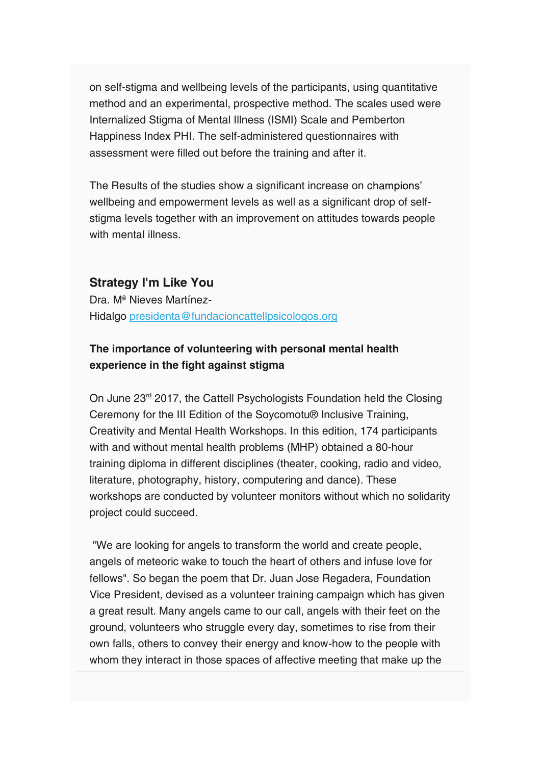on self-stigma and wellbeing levels of the participants, using quantitative method and an experimental, prospective method. The scales used were Internalized Stigma of Mental Illness (ISMI) Scale and Pemberton Happiness Index PHI. The self-administered questionnaires with assessment were filled out before the training and after it.

The Results of the studies show a significant increase on champions' wellbeing and empowerment levels as well as a significant drop of self-stigma levels together with an improvement on attitudes towards people with mental illness.

### Strategy I'm Like You

Dra. Mª Nieves Martínez-Hidalgo presidenta@fundacioncattellpsicologos.org

**The importance of volunteering with personal mental health experience in the fight against stigma**

On June 23rd 2017, the Cattell Psychologists Foundation held the Closing Ceremony for the III Edition of the Soycomotu® Inclusive Training, Creativity and Mental Health Workshops. In this edition, 174 participants with and without mental health problems (MHP) obtained a 80-hour training diploma in different disciplines (theater, cooking, radio and video, literature, photography, history, computering and dance). These workshops are conducted by volunteer monitors without which no solidarity project could succeed.

"We are looking for angels to transform the world and create people, angels of meteoric wake to touch the heart of others and infuse love for fellows". So began the poem that Dr. Juan Jose Regadera, Foundation Vice President, devised as a volunteer training campaign which has given a great result. Many angels came to our call, angels with their feet on the ground, volunteers who struggle every day, sometimes to rise from their own falls, others to convey their energy and know-how to the people with whom they interact in those spaces of affective meeting that make up the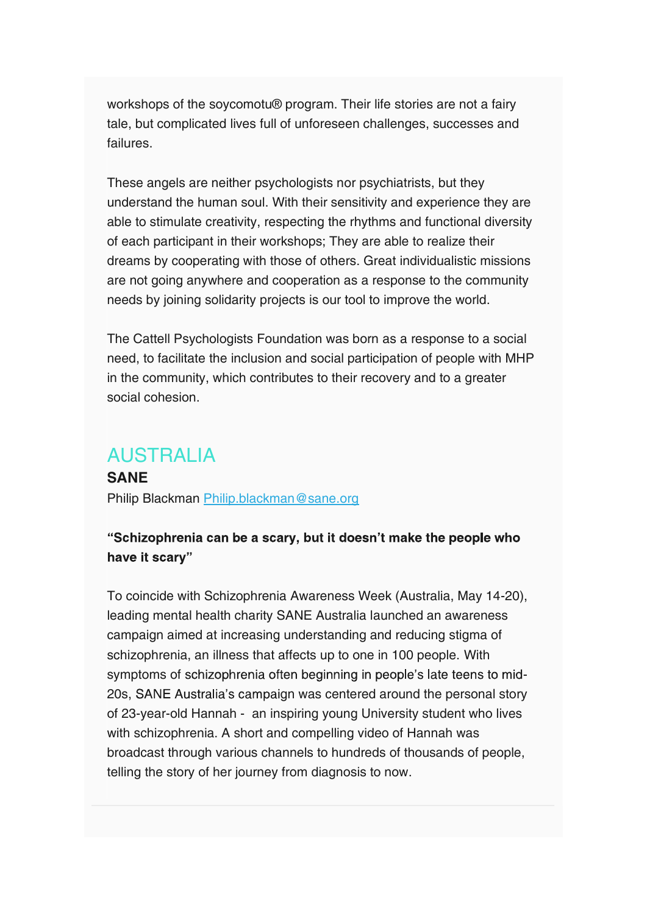workshops of the soycomotu® program. Their life stories are not a fairy tale, but complicated lives full of unforeseen challenges, successes and failures.

These angels are neither psychologists nor psychiatrists, but they understand the human soul. With their sensitivity and experience they are able to stimulate creativity, respecting the rhythms and functional diversity of each participant in their workshops; They are able to realize their dreams by cooperating with those of others. Great individualistic missions are not going anywhere and cooperation as a response to the community needs by joining solidarity projects is our tool to improve the world.

The Cattell Psychologists Foundation was born as a response to a social need, to facilitate the inclusion and social participation of people with MHP in the community, which contributes to their recovery and to a greater social cohesion.

## AUSTRALIA

### SANE

Philip Blackman [Philip.blackman@sane.org](mailto:Philip.blackman@sane.org)

**"Schizophrenia can be a scary, but it doesn't make the people who have it scary"**

To coincide with Schizophrenia Awareness Week (Australia, May 14-20), leading mental health charity SANE Australia launched an awareness campaign aimed at increasing understanding and reducing stigma of schizophrenia, an illness that affects up to one in 100 people. With symptoms of schizophrenia often beginning in people's late teens to mid-20s, SANE Australia's campaign was centered around the personal story of 23-year-old Hannah - an inspiring young University student who lives with schizophrenia. A short and compelling video of Hannah was broadcast through various channels to hundreds of thousands of people, telling the story of her journey from diagnosis to now.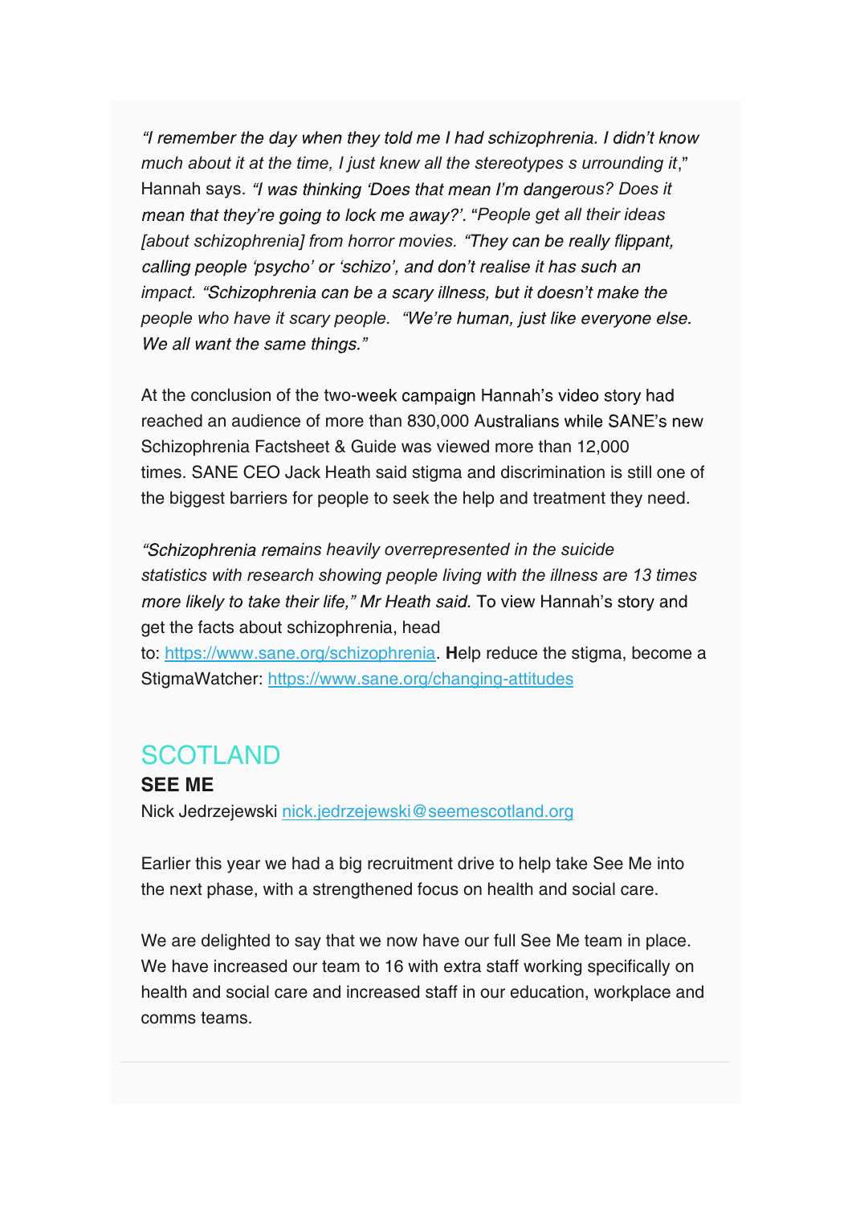*"I remember the day when they told me I had schizophrenia. I didn't know much about it at the time, I just knew all the stereotypes s urrounding it*," Hannah says. *"I was thinking 'Does that mean I'm dangerous? Does it mean that they're going to lock me away?'.* "*People get all their ideas [about schizophrenia] from horror movies. "They can be really flippant, calling people 'psycho' or 'schizo', and don't realise it has such an impact. "Schizophrenia can be a scary illness, but it doesn't make the people who have it scary people. "We're human, just like everyone else. We all want the same things."*

At the conclusion of the two-week campaign Hannah's video story had reached an audience of more than 830,000 Australians while SANE's new Schizophrenia Factsheet & Guide was viewed more than 12,000 times. SANE CEO Jack Heath said stigma and discrimination is still one of the biggest barriers for people to seek the help and treatment they need.

*"Schizophrenia remains heavily overrepresented in the suicide statistics with research showing people living with the illness are 13 times more likely to take their life," Mr Heath said.* To view Hannah's story and get the facts about schizophrenia, head to: [https://www.sane.org/schizophrenia](https://www.sane.org/schizophrenia). **H**elp reduce the stigma, become a StigmaWatcher: [https://www.sane.org/changing-attitudes](https://www.sane.org/changing-attitudes)

## SCOTLAND

**SEE ME**

Nick Jedrzejewski [nick.jedrzejewski@seemescotland.org](mailto:nick.jedrzejewski@seemescotland.org)

Earlier this year we had a big recruitment drive to help take See Me into the next phase, with a strengthened focus on health and social care.

We are delighted to say that we now have our full See Me team in place. We have increased our team to 16 with extra staff working specifically on health and social care and increased staff in our education, workplace and comms teams.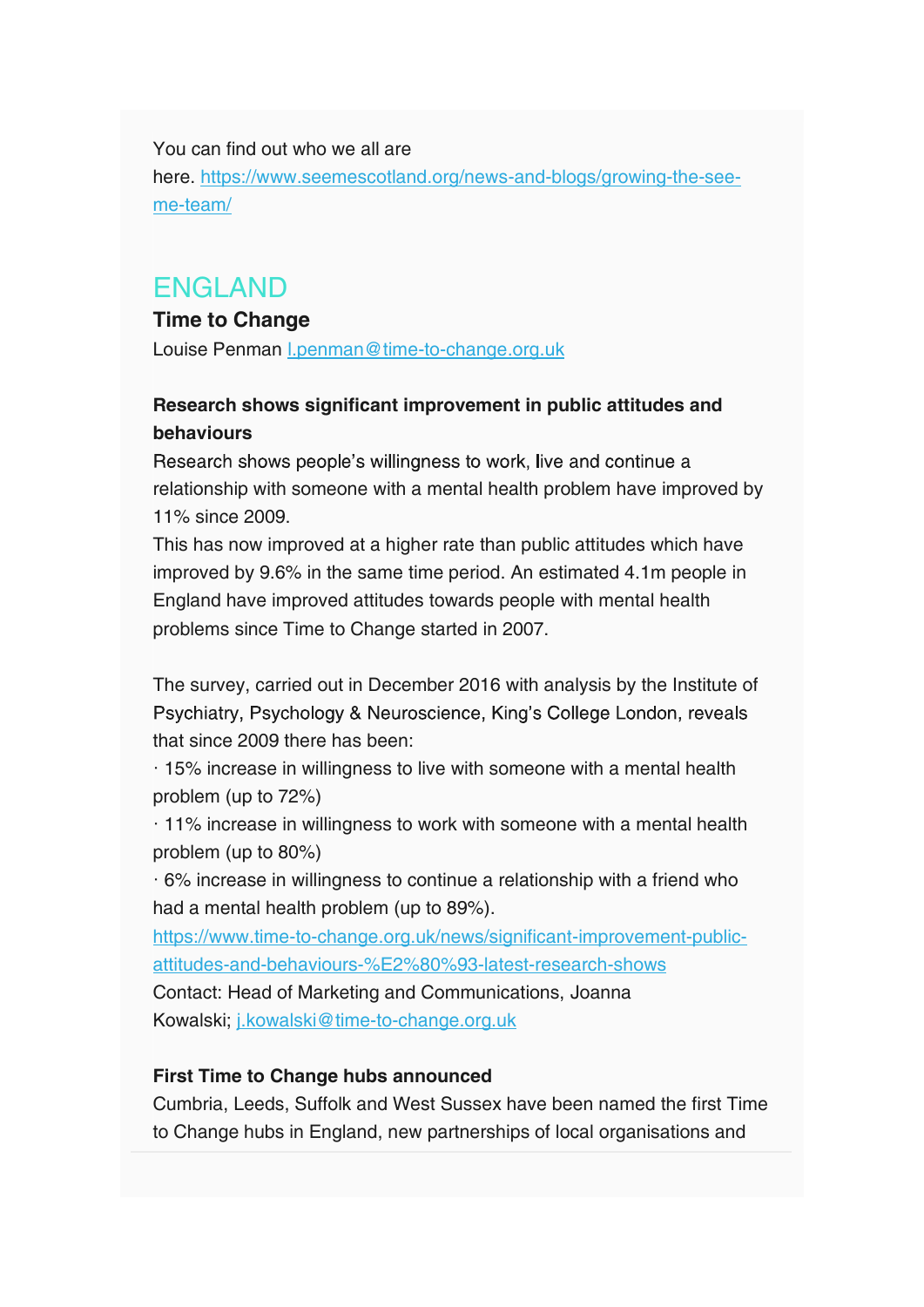You can find out who we all are here. https://www.seemescotland.org/news-and-blogs/growing-the-see-me-team/

## ENGLAND

### Time to Change

Louise Penman l.penman@time-to-change.org.uk

**Research shows significant improvement in public attitudes and behaviours**

Research shows people's willingness to work, live and continue a relationship with someone with a mental health problem have improved by 11% since 2009.

This has now improved at a higher rate than public attitudes which have improved by 9.6% in the same time period. An estimated 4.1m people in England have improved attitudes towards people with mental health problems since Time to Change started in 2007.

The survey, carried out in December 2016 with analysis by the Institute of Psychiatry, Psychology & Neuroscience, King's College London, reveals that since 2009 there has been:

· 15% increase in willingness to live with someone with a mental health problem (up to 72%)

· 11% increase in willingness to work with someone with a mental health problem (up to 80%)

· 6% increase in willingness to continue a relationship with a friend who had a mental health problem (up to 89%).

https://www.time-to-change.org.uk/news/significant-improvement-public-attitudes-and-behaviours-%E2%80%93-latest-research-shows

Contact: Head of Marketing and Communications, Joanna Kowalski; j.kowalski@time-to-change.org.uk

**First Time to Change hubs announced**

Cumbria, Leeds, Suffolk and West Sussex have been named the first Time to Change hubs in England, new partnerships of local organisations and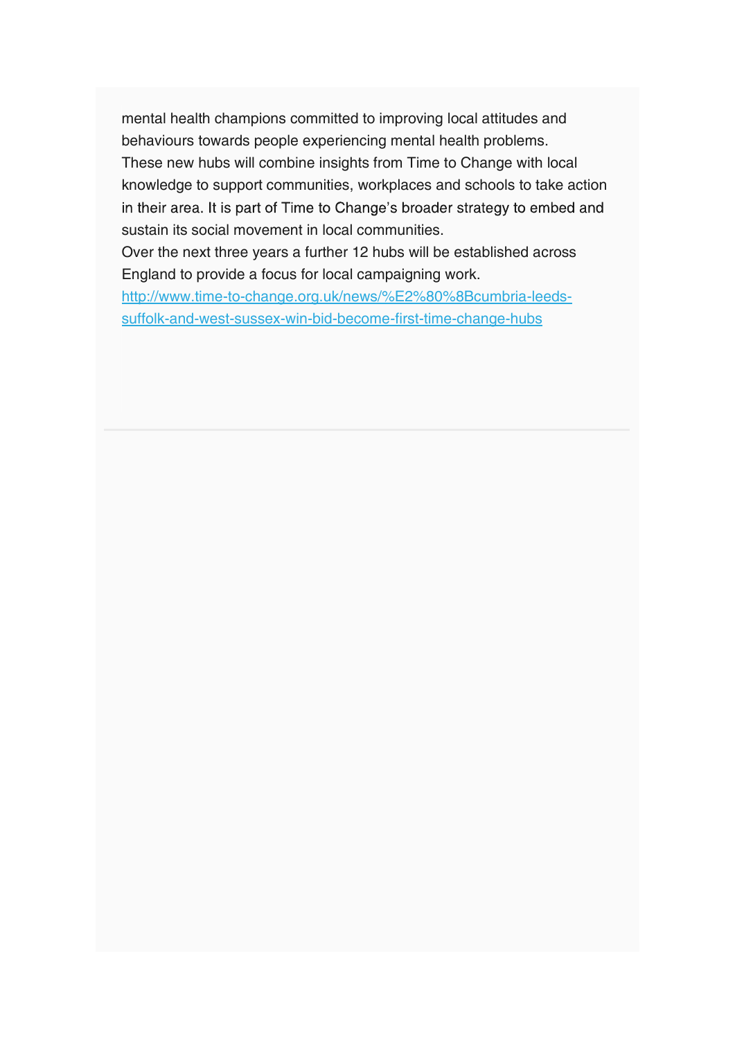mental health champions committed to improving local attitudes and behaviours towards people experiencing mental health problems.

These new hubs will combine insights from Time to Change with local knowledge to support communities, workplaces and schools to take action in their area. It is part of Time to Change's broader strategy to embed and sustain its social movement in local communities.

Over the next three years a further 12 hubs will be established across England to provide a focus for local campaigning work.

[http://www.time-to-change.org.uk/news/%E2%80%8Bcumbria-leeds-suffolk-and-west-sussex-win-bid-become-first-time-change-hubs](http://www.time-to-change.org.uk/news/%E2%80%8Bcumbria-leeds-suffolk-and-west-sussex-win-bid-become-first-time-change-hubs)